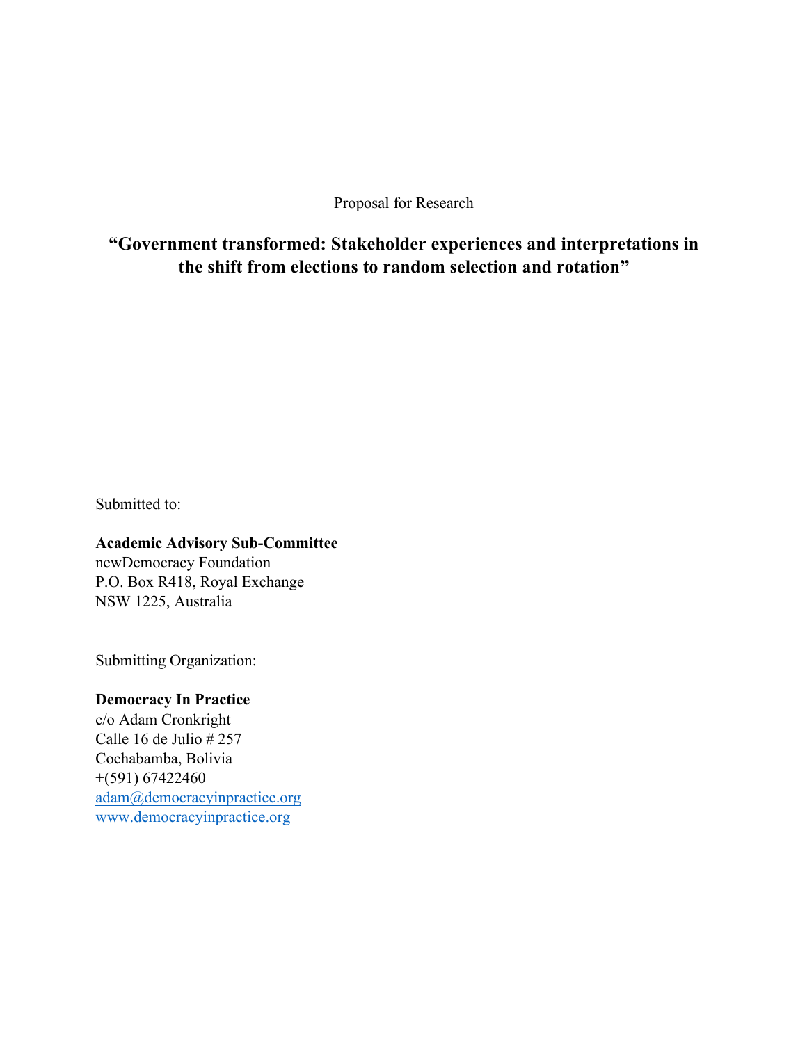Proposal for Research

# "Government transformed: Stakeholder experiences and interpretations in the shift from elections to random selection and rotation"

Submitted to:

**Academic Advisory Sub-Committee**
newDemocracy Foundation
P.O. Box R418, Royal Exchange
NSW 1225, Australia

Submitting Organization:

**Democracy In Practice**
c/o Adam Cronkright
Calle 16 de Julio # 257
Cochabamba, Bolivia
+(591) 67422460
adam@democracyinpractice.org
www.democracyinpractice.org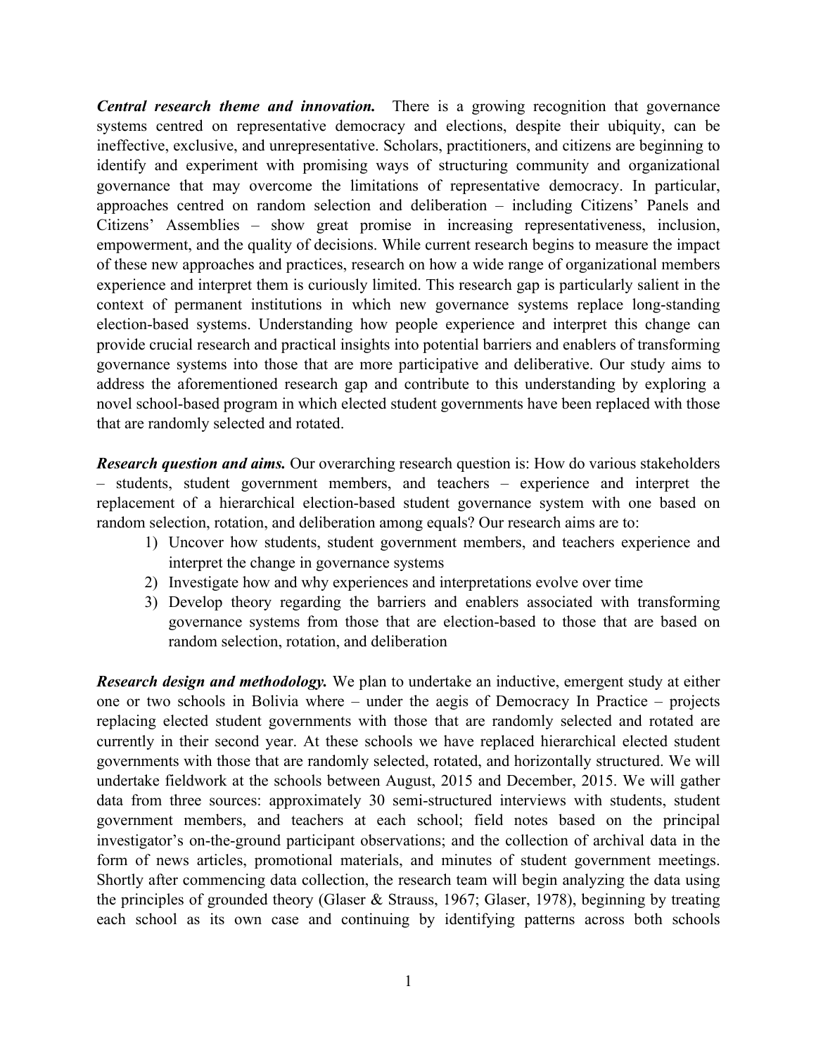***Central research theme and innovation.*** There is a growing recognition that governance systems centred on representative democracy and elections, despite their ubiquity, can be ineffective, exclusive, and unrepresentative. Scholars, practitioners, and citizens are beginning to identify and experiment with promising ways of structuring community and organizational governance that may overcome the limitations of representative democracy. In particular, approaches centred on random selection and deliberation – including Citizens' Panels and Citizens' Assemblies – show great promise in increasing representativeness, inclusion, empowerment, and the quality of decisions. While current research begins to measure the impact of these new approaches and practices, research on how a wide range of organizational members experience and interpret them is curiously limited. This research gap is particularly salient in the context of permanent institutions in which new governance systems replace long-standing election-based systems. Understanding how people experience and interpret this change can provide crucial research and practical insights into potential barriers and enablers of transforming governance systems into those that are more participative and deliberative. Our study aims to address the aforementioned research gap and contribute to this understanding by exploring a novel school-based program in which elected student governments have been replaced with those that are randomly selected and rotated.

***Research question and aims.*** Our overarching research question is: How do various stakeholders – students, student government members, and teachers – experience and interpret the replacement of a hierarchical election-based student governance system with one based on random selection, rotation, and deliberation among equals? Our research aims are to:

1) Uncover how students, student government members, and teachers experience and interpret the change in governance systems
2) Investigate how and why experiences and interpretations evolve over time
3) Develop theory regarding the barriers and enablers associated with transforming governance systems from those that are election-based to those that are based on random selection, rotation, and deliberation

***Research design and methodology.*** We plan to undertake an inductive, emergent study at either one or two schools in Bolivia where – under the aegis of Democracy In Practice – projects replacing elected student governments with those that are randomly selected and rotated are currently in their second year. At these schools we have replaced hierarchical elected student governments with those that are randomly selected, rotated, and horizontally structured. We will undertake fieldwork at the schools between August, 2015 and December, 2015. We will gather data from three sources: approximately 30 semi-structured interviews with students, student government members, and teachers at each school; field notes based on the principal investigator's on-the-ground participant observations; and the collection of archival data in the form of news articles, promotional materials, and minutes of student government meetings. Shortly after commencing data collection, the research team will begin analyzing the data using the principles of grounded theory (Glaser & Strauss, 1967; Glaser, 1978), beginning by treating each school as its own case and continuing by identifying patterns across both schools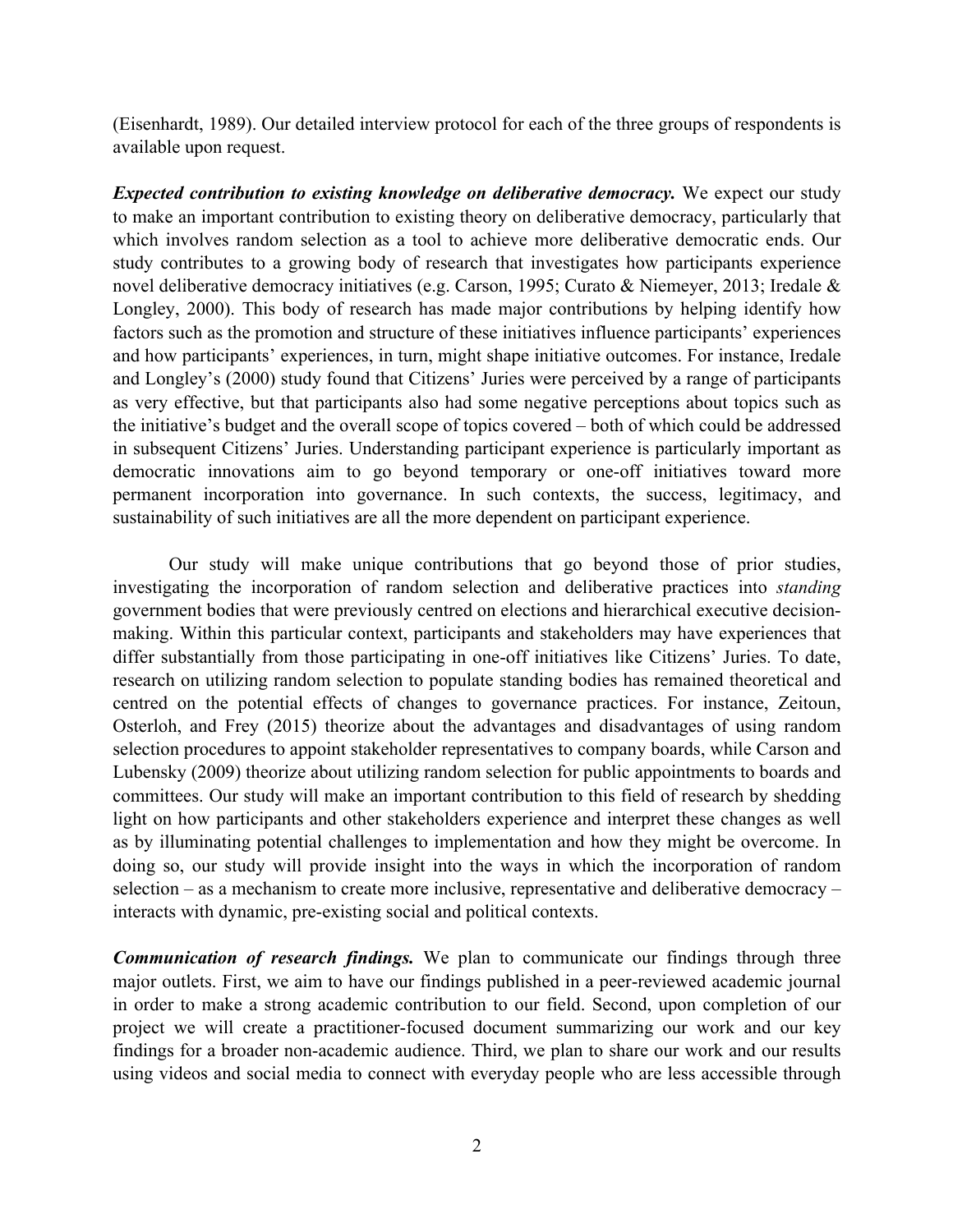(Eisenhardt, 1989). Our detailed interview protocol for each of the three groups of respondents is available upon request.

***Expected contribution to existing knowledge on deliberative democracy.*** We expect our study to make an important contribution to existing theory on deliberative democracy, particularly that which involves random selection as a tool to achieve more deliberative democratic ends. Our study contributes to a growing body of research that investigates how participants experience novel deliberative democracy initiatives (e.g. Carson, 1995; Curato & Niemeyer, 2013; Iredale & Longley, 2000). This body of research has made major contributions by helping identify how factors such as the promotion and structure of these initiatives influence participants' experiences and how participants' experiences, in turn, might shape initiative outcomes. For instance, Iredale and Longley's (2000) study found that Citizens' Juries were perceived by a range of participants as very effective, but that participants also had some negative perceptions about topics such as the initiative's budget and the overall scope of topics covered – both of which could be addressed in subsequent Citizens' Juries. Understanding participant experience is particularly important as democratic innovations aim to go beyond temporary or one-off initiatives toward more permanent incorporation into governance. In such contexts, the success, legitimacy, and sustainability of such initiatives are all the more dependent on participant experience.

Our study will make unique contributions that go beyond those of prior studies, investigating the incorporation of random selection and deliberative practices into *standing* government bodies that were previously centred on elections and hierarchical executive decision-making. Within this particular context, participants and stakeholders may have experiences that differ substantially from those participating in one-off initiatives like Citizens' Juries. To date, research on utilizing random selection to populate standing bodies has remained theoretical and centred on the potential effects of changes to governance practices. For instance, Zeitoun, Osterloh, and Frey (2015) theorize about the advantages and disadvantages of using random selection procedures to appoint stakeholder representatives to company boards, while Carson and Lubensky (2009) theorize about utilizing random selection for public appointments to boards and committees. Our study will make an important contribution to this field of research by shedding light on how participants and other stakeholders experience and interpret these changes as well as by illuminating potential challenges to implementation and how they might be overcome. In doing so, our study will provide insight into the ways in which the incorporation of random selection – as a mechanism to create more inclusive, representative and deliberative democracy – interacts with dynamic, pre-existing social and political contexts.

***Communication of research findings.*** We plan to communicate our findings through three major outlets. First, we aim to have our findings published in a peer-reviewed academic journal in order to make a strong academic contribution to our field. Second, upon completion of our project we will create a practitioner-focused document summarizing our work and our key findings for a broader non-academic audience. Third, we plan to share our work and our results using videos and social media to connect with everyday people who are less accessible through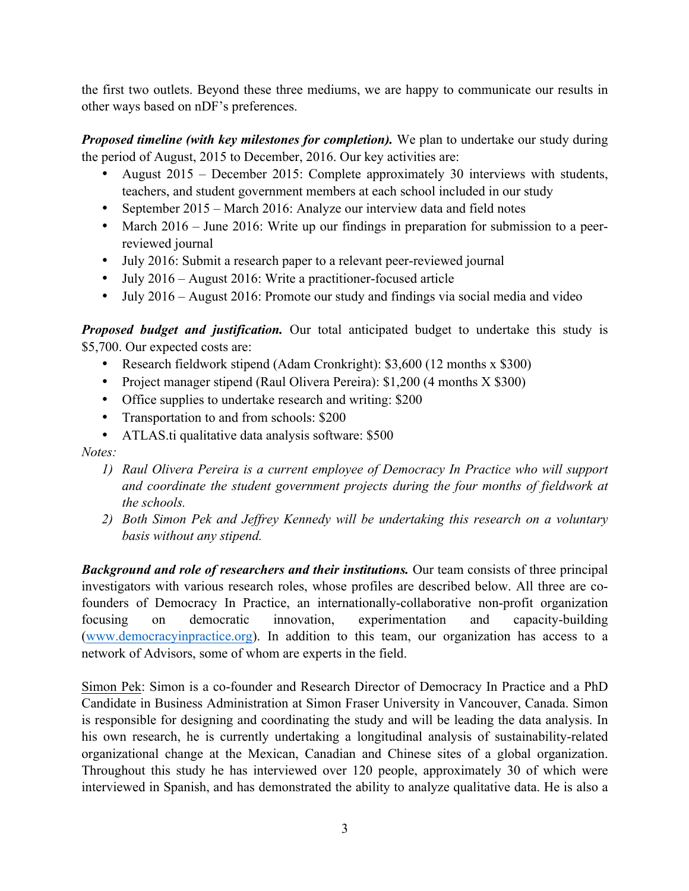the first two outlets. Beyond these three mediums, we are happy to communicate our results in other ways based on nDF's preferences.

***Proposed timeline (with key milestones for completion).*** We plan to undertake our study during the period of August, 2015 to December, 2016. Our key activities are:

- August 2015 – December 2015: Complete approximately 30 interviews with students, teachers, and student government members at each school included in our study
- September 2015 – March 2016: Analyze our interview data and field notes
- March 2016 – June 2016: Write up our findings in preparation for submission to a peer-reviewed journal
- July 2016: Submit a research paper to a relevant peer-reviewed journal
- July 2016 – August 2016: Write a practitioner-focused article
- July 2016 – August 2016: Promote our study and findings via social media and video

***Proposed budget and justification.*** Our total anticipated budget to undertake this study is $5,700. Our expected costs are:

- Research fieldwork stipend (Adam Cronkright): $3,600 (12 months x $300)
- Project manager stipend (Raul Olivera Pereira): $1,200 (4 months X $300)
- Office supplies to undertake research and writing: $200
- Transportation to and from schools: $200
- ATLAS.ti qualitative data analysis software: $500

*Notes:*

1) *Raul Olivera Pereira is a current employee of Democracy In Practice who will support and coordinate the student government projects during the four months of fieldwork at the schools.*
2) *Both Simon Pek and Jeffrey Kennedy will be undertaking this research on a voluntary basis without any stipend.*

***Background and role of researchers and their institutions.*** Our team consists of three principal investigators with various research roles, whose profiles are described below. All three are co-founders of Democracy In Practice, an internationally-collaborative non-profit organization focusing on democratic innovation, experimentation and capacity-building (www.democracyinpractice.org). In addition to this team, our organization has access to a network of Advisors, some of whom are experts in the field.

Simon Pek: Simon is a co-founder and Research Director of Democracy In Practice and a PhD Candidate in Business Administration at Simon Fraser University in Vancouver, Canada. Simon is responsible for designing and coordinating the study and will be leading the data analysis. In his own research, he is currently undertaking a longitudinal analysis of sustainability-related organizational change at the Mexican, Canadian and Chinese sites of a global organization. Throughout this study he has interviewed over 120 people, approximately 30 of which were interviewed in Spanish, and has demonstrated the ability to analyze qualitative data. He is also a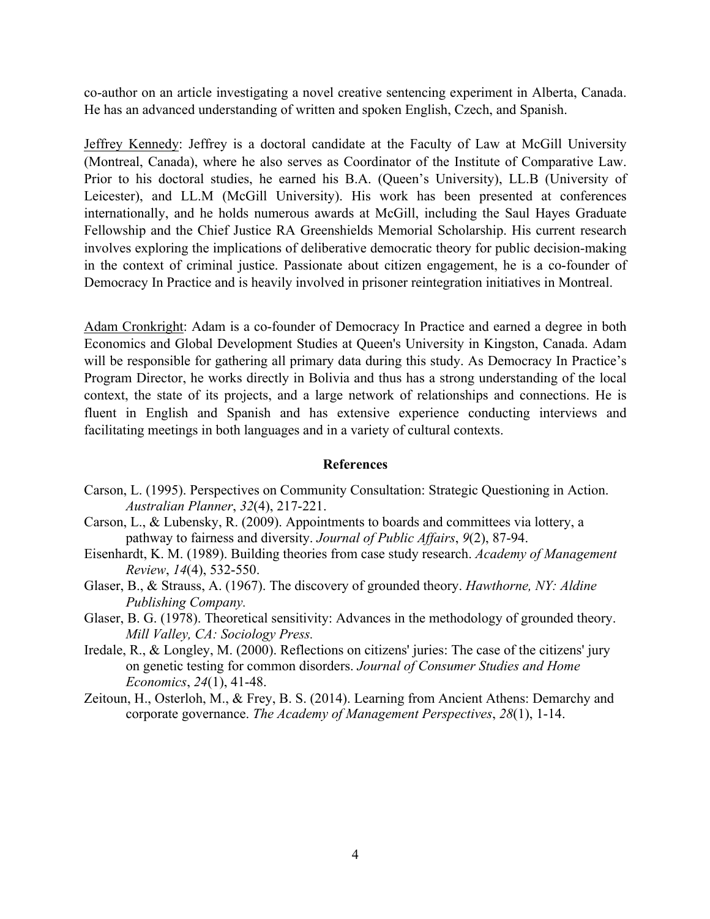co-author on an article investigating a novel creative sentencing experiment in Alberta, Canada. He has an advanced understanding of written and spoken English, Czech, and Spanish.

Jeffrey Kennedy: Jeffrey is a doctoral candidate at the Faculty of Law at McGill University (Montreal, Canada), where he also serves as Coordinator of the Institute of Comparative Law. Prior to his doctoral studies, he earned his B.A. (Queen's University), LL.B (University of Leicester), and LL.M (McGill University). His work has been presented at conferences internationally, and he holds numerous awards at McGill, including the Saul Hayes Graduate Fellowship and the Chief Justice RA Greenshields Memorial Scholarship. His current research involves exploring the implications of deliberative democratic theory for public decision-making in the context of criminal justice. Passionate about citizen engagement, he is a co-founder of Democracy In Practice and is heavily involved in prisoner reintegration initiatives in Montreal.

Adam Cronkright: Adam is a co-founder of Democracy In Practice and earned a degree in both Economics and Global Development Studies at Queen's University in Kingston, Canada. Adam will be responsible for gathering all primary data during this study. As Democracy In Practice's Program Director, he works directly in Bolivia and thus has a strong understanding of the local context, the state of its projects, and a large network of relationships and connections. He is fluent in English and Spanish and has extensive experience conducting interviews and facilitating meetings in both languages and in a variety of cultural contexts.

## References

Carson, L. (1995). Perspectives on Community Consultation: Strategic Questioning in Action. *Australian Planner*, *32*(4), 217-221.

Carson, L., & Lubensky, R. (2009). Appointments to boards and committees via lottery, a pathway to fairness and diversity. *Journal of Public Affairs*, *9*(2), 87-94.

Eisenhardt, K. M. (1989). Building theories from case study research. *Academy of Management Review*, *14*(4), 532-550.

Glaser, B., & Strauss, A. (1967). The discovery of grounded theory. *Hawthorne, NY: Aldine Publishing Company.*

Glaser, B. G. (1978). Theoretical sensitivity: Advances in the methodology of grounded theory. *Mill Valley, CA: Sociology Press.*

Iredale, R., & Longley, M. (2000). Reflections on citizens' juries: The case of the citizens' jury on genetic testing for common disorders. *Journal of Consumer Studies and Home Economics*, *24*(1), 41-48.

Zeitoun, H., Osterloh, M., & Frey, B. S. (2014). Learning from Ancient Athens: Demarchy and corporate governance. *The Academy of Management Perspectives*, *28*(1), 1-14.